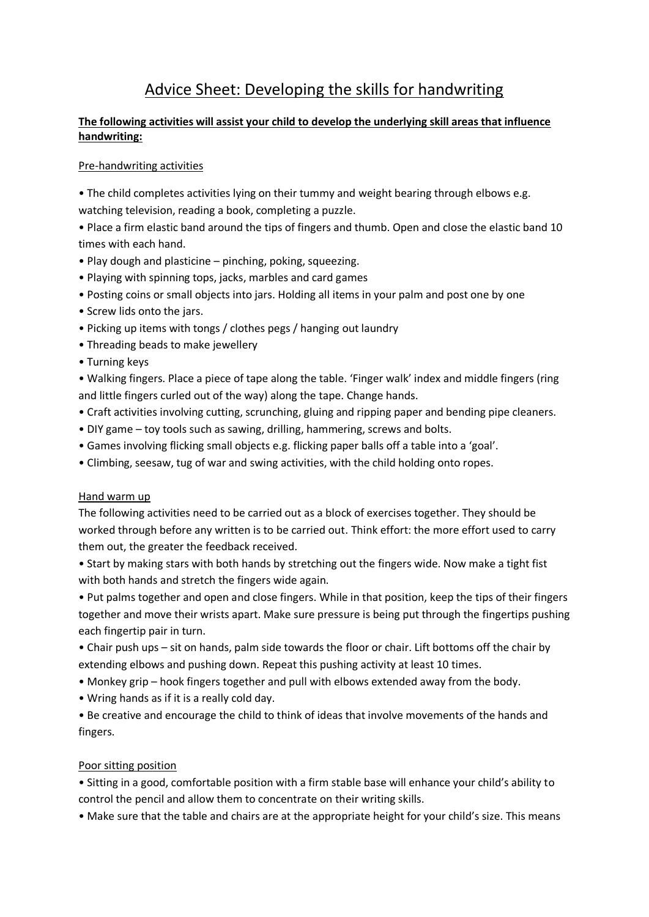# Advice Sheet: Developing the skills for handwriting

**The following activities will assist your child to develop the underlying skill areas that influence handwriting:**

## Pre-handwriting activities

- The child completes activities lying on their tummy and weight bearing through elbows e.g. watching television, reading a book, completing a puzzle.
- Place a firm elastic band around the tips of fingers and thumb. Open and close the elastic band 10 times with each hand.
- Play dough and plasticine – pinching, poking, squeezing.
- Playing with spinning tops, jacks, marbles and card games
- Posting coins or small objects into jars. Holding all items in your palm and post one by one
- Screw lids onto the jars.
- Picking up items with tongs / clothes pegs / hanging out laundry
- Threading beads to make jewellery
- Turning keys
- Walking fingers. Place a piece of tape along the table. 'Finger walk' index and middle fingers (ring and little fingers curled out of the way) along the tape. Change hands.
- Craft activities involving cutting, scrunching, gluing and ripping paper and bending pipe cleaners.
- DIY game – toy tools such as sawing, drilling, hammering, screws and bolts.
- Games involving flicking small objects e.g. flicking paper balls off a table into a 'goal'.
- Climbing, seesaw, tug of war and swing activities, with the child holding onto ropes.

## Hand warm up

The following activities need to be carried out as a block of exercises together. They should be worked through before any written is to be carried out. Think effort: the more effort used to carry them out, the greater the feedback received.

- Start by making stars with both hands by stretching out the fingers wide. Now make a tight fist with both hands and stretch the fingers wide again.
- Put palms together and open and close fingers. While in that position, keep the tips of their fingers together and move their wrists apart. Make sure pressure is being put through the fingertips pushing each fingertip pair in turn.
- Chair push ups – sit on hands, palm side towards the floor or chair. Lift bottoms off the chair by extending elbows and pushing down. Repeat this pushing activity at least 10 times.
- Monkey grip – hook fingers together and pull with elbows extended away from the body.
- Wring hands as if it is a really cold day.
- Be creative and encourage the child to think of ideas that involve movements of the hands and fingers.

## Poor sitting position

- Sitting in a good, comfortable position with a firm stable base will enhance your child's ability to control the pencil and allow them to concentrate on their writing skills.
- Make sure that the table and chairs are at the appropriate height for your child's size. This means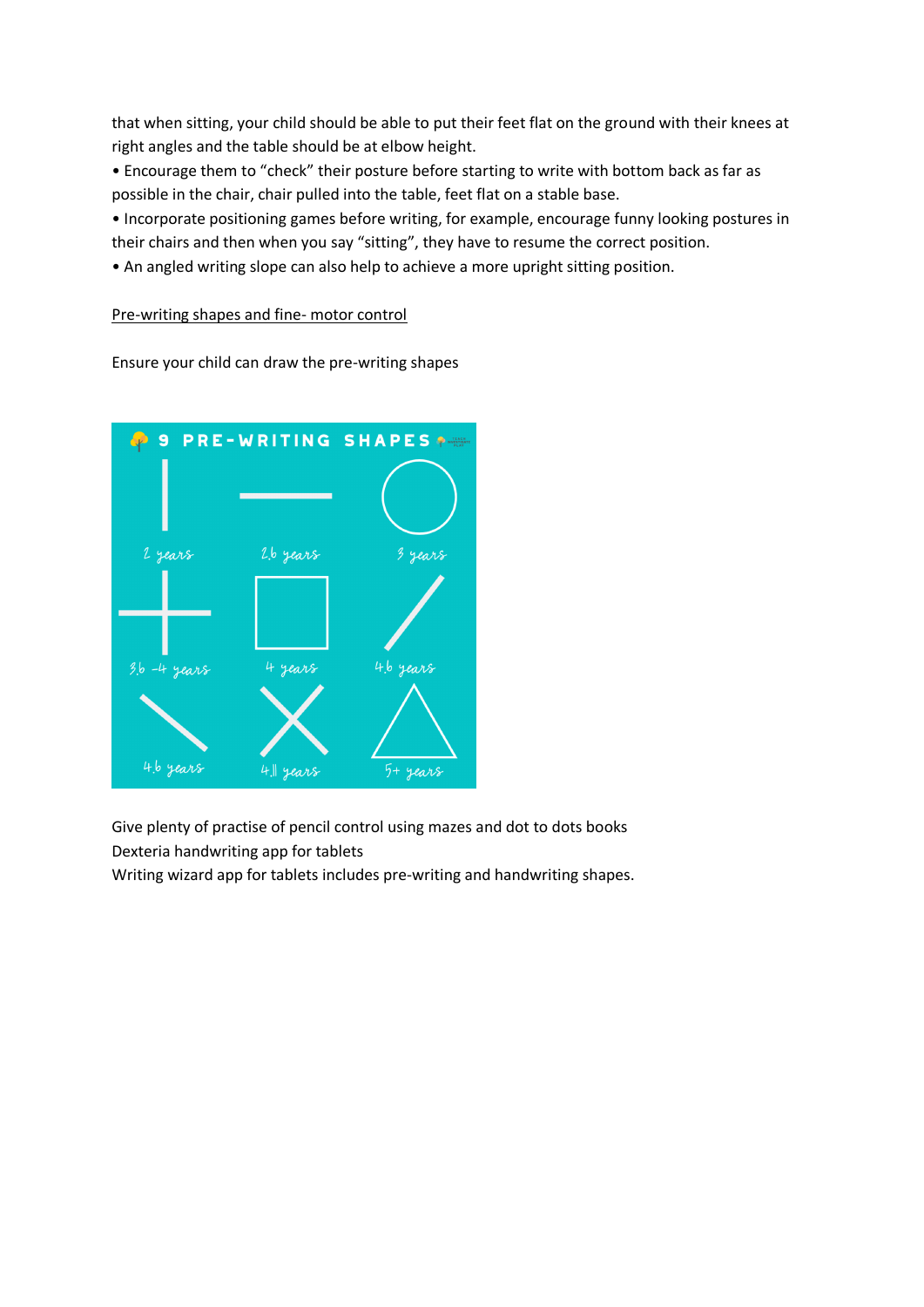that when sitting, your child should be able to put their feet flat on the ground with their knees at right angles and the table should be at elbow height.

- Encourage them to "check" their posture before starting to write with bottom back as far as possible in the chair, chair pulled into the table, feet flat on a stable base.
- Incorporate positioning games before writing, for example, encourage funny looking postures in their chairs and then when you say "sitting", they have to resume the correct position.
- An angled writing slope can also help to achieve a more upright sitting position.

<u>Pre-writing shapes and fine- motor control</u>

Ensure your child can draw the pre-writing shapes

9 PRE-WRITING SHAPES

2 years

2.6 years

3 years

3.6 -4 years

4 years

4.6 years

4.6 years

4.11 years

5+ years

Give plenty of practise of pencil control using mazes and dot to dots books

Dexteria handwriting app for tablets

Writing wizard app for tablets includes pre-writing and handwriting shapes.